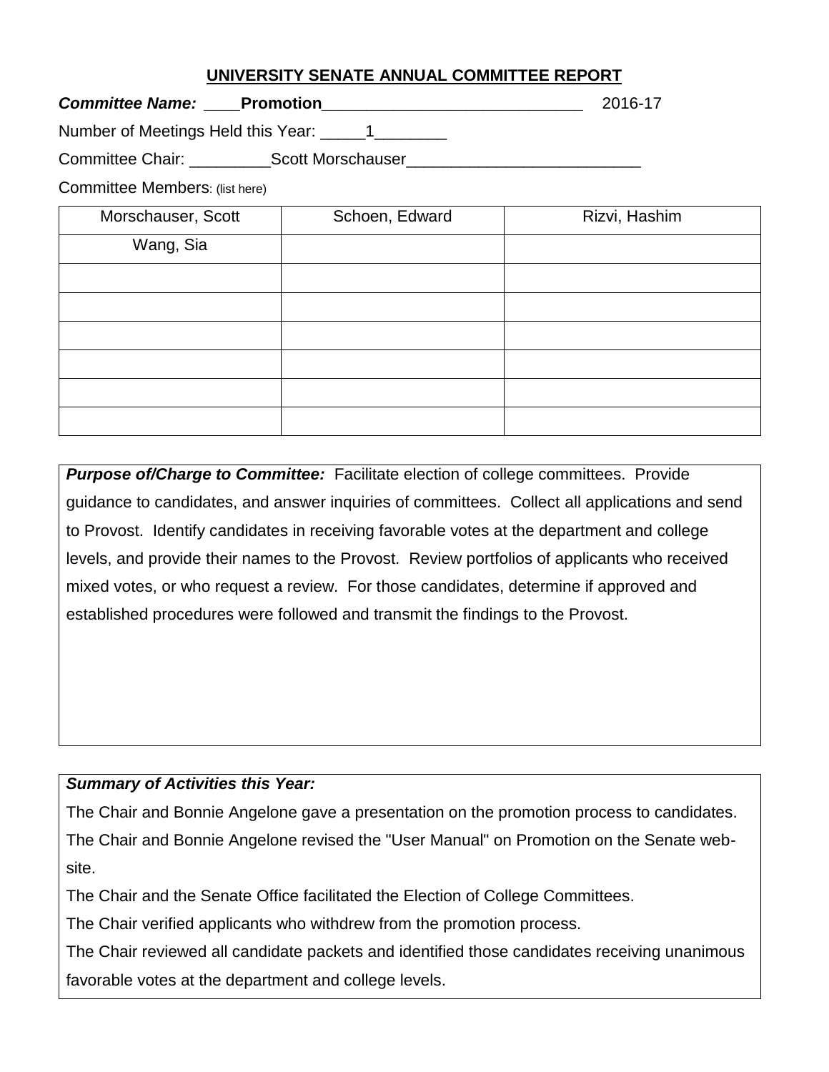# UNIVERSITY SENATE ANNUAL COMMITTEE REPORT

***Committee Name:*** ____**Promotion**_____________________________ 2016-17

Number of Meetings Held this Year: _____1________

Committee Chair: _________Scott Morschauser__________________________

Committee Members: (list here)

| Morschauser, Scott | Schoen, Edward | Rizvi, Hashim |
|---|---|---|
| Wang, Sia | | |
| | | |
| | | |
| | | |
| | | |
| | | |
| | | |

***Purpose of/Charge to Committee:*** Facilitate election of college committees. Provide guidance to candidates, and answer inquiries of committees. Collect all applications and send to Provost. Identify candidates in receiving favorable votes at the department and college levels, and provide their names to the Provost. Review portfolios of applicants who received mixed votes, or who request a review. For those candidates, determine if approved and established procedures were followed and transmit the findings to the Provost.

***Summary of Activities this Year:***

The Chair and Bonnie Angelone gave a presentation on the promotion process to candidates.

The Chair and Bonnie Angelone revised the "User Manual" on Promotion on the Senate web-site.

The Chair and the Senate Office facilitated the Election of College Committees.

The Chair verified applicants who withdrew from the promotion process.

The Chair reviewed all candidate packets and identified those candidates receiving unanimous favorable votes at the department and college levels.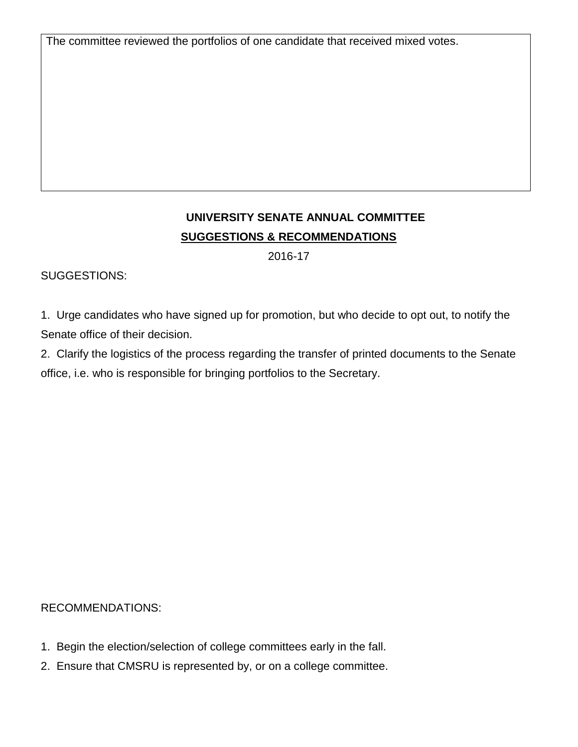The committee reviewed the portfolios of one candidate that received mixed votes.

**UNIVERSITY SENATE ANNUAL COMMITTEE**

**SUGGESTIONS & RECOMMENDATIONS**

2016-17

SUGGESTIONS:

1. Urge candidates who have signed up for promotion, but who decide to opt out, to notify the Senate office of their decision.
2. Clarify the logistics of the process regarding the transfer of printed documents to the Senate office, i.e. who is responsible for bringing portfolios to the Secretary.

RECOMMENDATIONS:

1. Begin the election/selection of college committees early in the fall.
2. Ensure that CMSRU is represented by, or on a college committee.